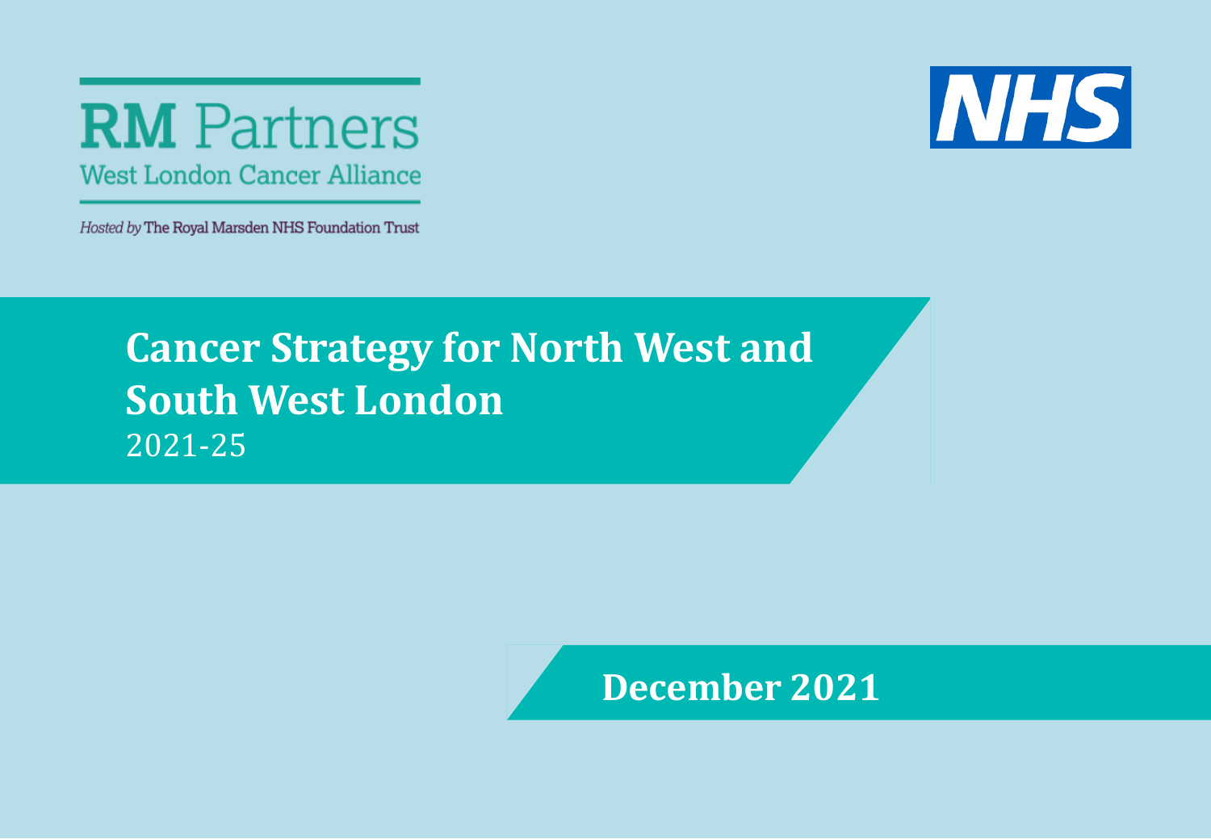**RM Partners**

West London Cancer Alliance

*Hosted by* The Royal Marsden NHS Foundation Trust

NHS

# Cancer Strategy for North West and South West London

2021-25

**December 2021**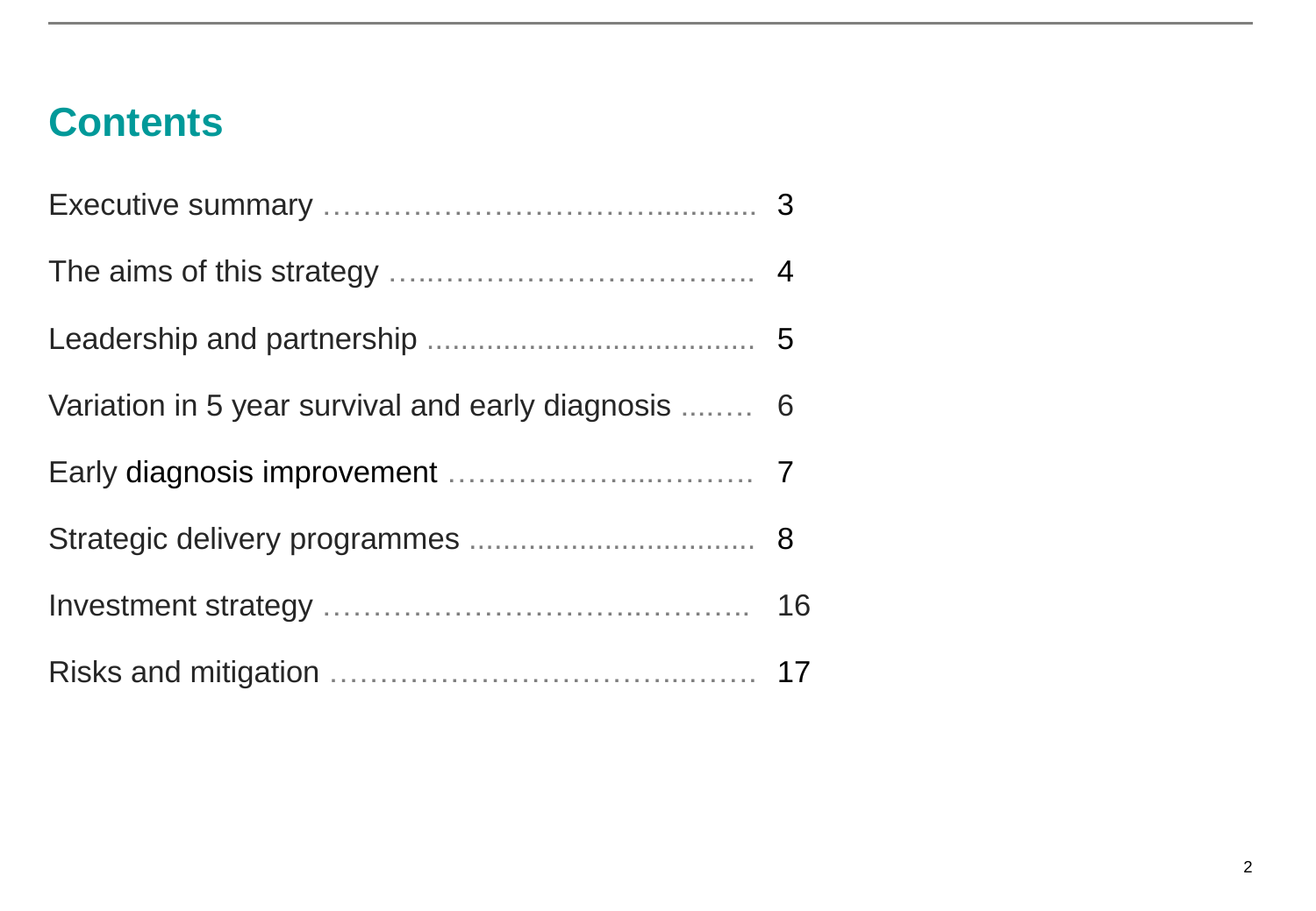# Contents

| | |
|---|---|
| Executive summary | 3 |
| The aims of this strategy | 4 |
| Leadership and partnership | 5 |
| Variation in 5 year survival and early diagnosis | 6 |
| Early diagnosis improvement | 7 |
| Strategic delivery programmes | 8 |
| Investment strategy | 16 |
| Risks and mitigation | 17 |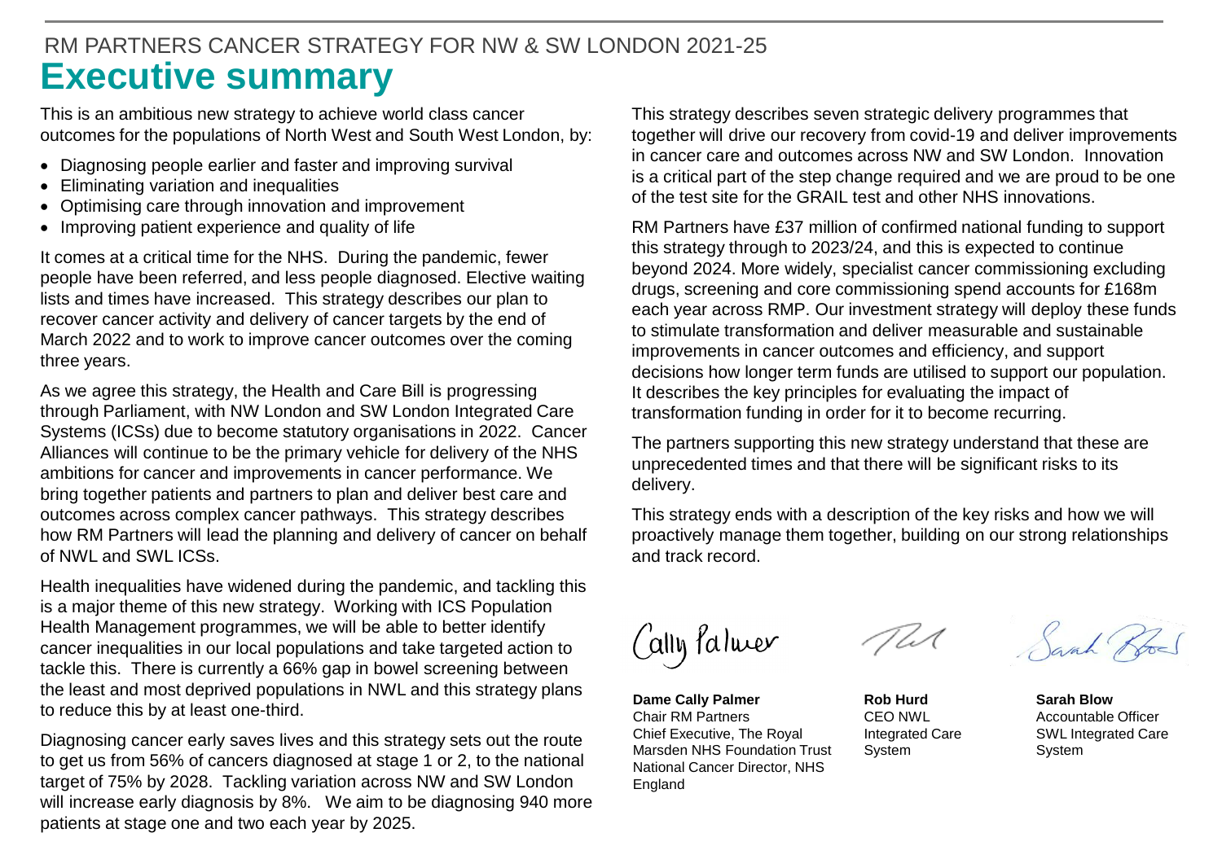RM PARTNERS CANCER STRATEGY FOR NW & SW LONDON 2021-25

# Executive summary

This is an ambitious new strategy to achieve world class cancer outcomes for the populations of North West and South West London, by:

- Diagnosing people earlier and faster and improving survival
- Eliminating variation and inequalities
- Optimising care through innovation and improvement
- Improving patient experience and quality of life

It comes at a critical time for the NHS. During the pandemic, fewer people have been referred, and less people diagnosed. Elective waiting lists and times have increased. This strategy describes our plan to recover cancer activity and delivery of cancer targets by the end of March 2022 and to work to improve cancer outcomes over the coming three years.

As we agree this strategy, the Health and Care Bill is progressing through Parliament, with NW London and SW London Integrated Care Systems (ICSs) due to become statutory organisations in 2022. Cancer Alliances will continue to be the primary vehicle for delivery of the NHS ambitions for cancer and improvements in cancer performance. We bring together patients and partners to plan and deliver best care and outcomes across complex cancer pathways. This strategy describes how RM Partners will lead the planning and delivery of cancer on behalf of NWL and SWL ICSs.

Health inequalities have widened during the pandemic, and tackling this is a major theme of this new strategy. Working with ICS Population Health Management programmes, we will be able to better identify cancer inequalities in our local populations and take targeted action to tackle this. There is currently a 66% gap in bowel screening between the least and most deprived populations in NWL and this strategy plans to reduce this by at least one-third.

Diagnosing cancer early saves lives and this strategy sets out the route to get us from 56% of cancers diagnosed at stage 1 or 2, to the national target of 75% by 2028. Tackling variation across NW and SW London will increase early diagnosis by 8%. We aim to be diagnosing 940 more patients at stage one and two each year by 2025.

This strategy describes seven strategic delivery programmes that together will drive our recovery from covid-19 and deliver improvements in cancer care and outcomes across NW and SW London. Innovation is a critical part of the step change required and we are proud to be one of the test site for the GRAIL test and other NHS innovations.

RM Partners have £37 million of confirmed national funding to support this strategy through to 2023/24, and this is expected to continue beyond 2024. More widely, specialist cancer commissioning excluding drugs, screening and core commissioning spend accounts for £168m each year across RMP. Our investment strategy will deploy these funds to stimulate transformation and deliver measurable and sustainable improvements in cancer outcomes and efficiency, and support decisions how longer term funds are utilised to support our population. It describes the key principles for evaluating the impact of transformation funding in order for it to become recurring.

The partners supporting this new strategy understand that these are unprecedented times and that there will be significant risks to its delivery.

This strategy ends with a description of the key risks and how we will proactively manage them together, building on our strong relationships and track record.

**Dame Cally Palmer**
Chair RM Partners
Chief Executive, The Royal Marsden NHS Foundation Trust
National Cancer Director, NHS England

**Rob Hurd**
CEO NWL Integrated Care System

**Sarah Blow**
Accountable Officer
SWL Integrated Care System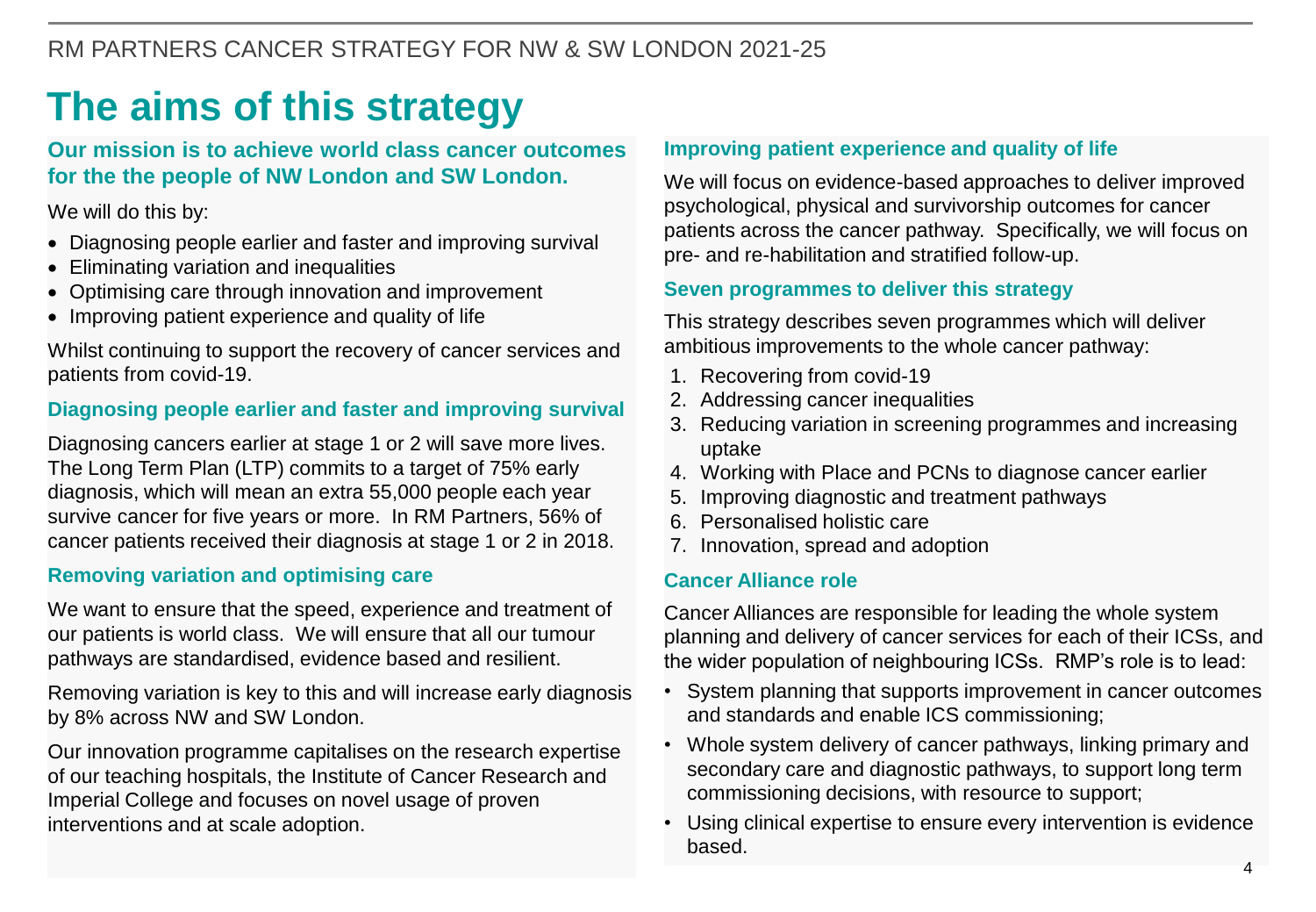# The aims of this strategy

### Our mission is to achieve world class cancer outcomes for the the people of NW London and SW London.

We will do this by:

- Diagnosing people earlier and faster and improving survival
- Eliminating variation and inequalities
- Optimising care through innovation and improvement
- Improving patient experience and quality of life

Whilst continuing to support the recovery of cancer services and patients from covid-19.

### Diagnosing people earlier and faster and improving survival

Diagnosing cancers earlier at stage 1 or 2 will save more lives. The Long Term Plan (LTP) commits to a target of 75% early diagnosis, which will mean an extra 55,000 people each year survive cancer for five years or more. In RM Partners, 56% of cancer patients received their diagnosis at stage 1 or 2 in 2018.

### Removing variation and optimising care

We want to ensure that the speed, experience and treatment of our patients is world class. We will ensure that all our tumour pathways are standardised, evidence based and resilient.

Removing variation is key to this and will increase early diagnosis by 8% across NW and SW London.

Our innovation programme capitalises on the research expertise of our teaching hospitals, the Institute of Cancer Research and Imperial College and focuses on novel usage of proven interventions and at scale adoption.

### Improving patient experience and quality of life

We will focus on evidence-based approaches to deliver improved psychological, physical and survivorship outcomes for cancer patients across the cancer pathway. Specifically, we will focus on pre- and re-habilitation and stratified follow-up.

### Seven programmes to deliver this strategy

This strategy describes seven programmes which will deliver ambitious improvements to the whole cancer pathway:

1. Recovering from covid-19
2. Addressing cancer inequalities
3. Reducing variation in screening programmes and increasing uptake
4. Working with Place and PCNs to diagnose cancer earlier
5. Improving diagnostic and treatment pathways
6. Personalised holistic care
7. Innovation, spread and adoption

### Cancer Alliance role

Cancer Alliances are responsible for leading the whole system planning and delivery of cancer services for each of their ICSs, and the wider population of neighbouring ICSs. RMP's role is to lead:

- System planning that supports improvement in cancer outcomes and standards and enable ICS commissioning;
- Whole system delivery of cancer pathways, linking primary and secondary care and diagnostic pathways, to support long term commissioning decisions, with resource to support;
- Using clinical expertise to ensure every intervention is evidence based.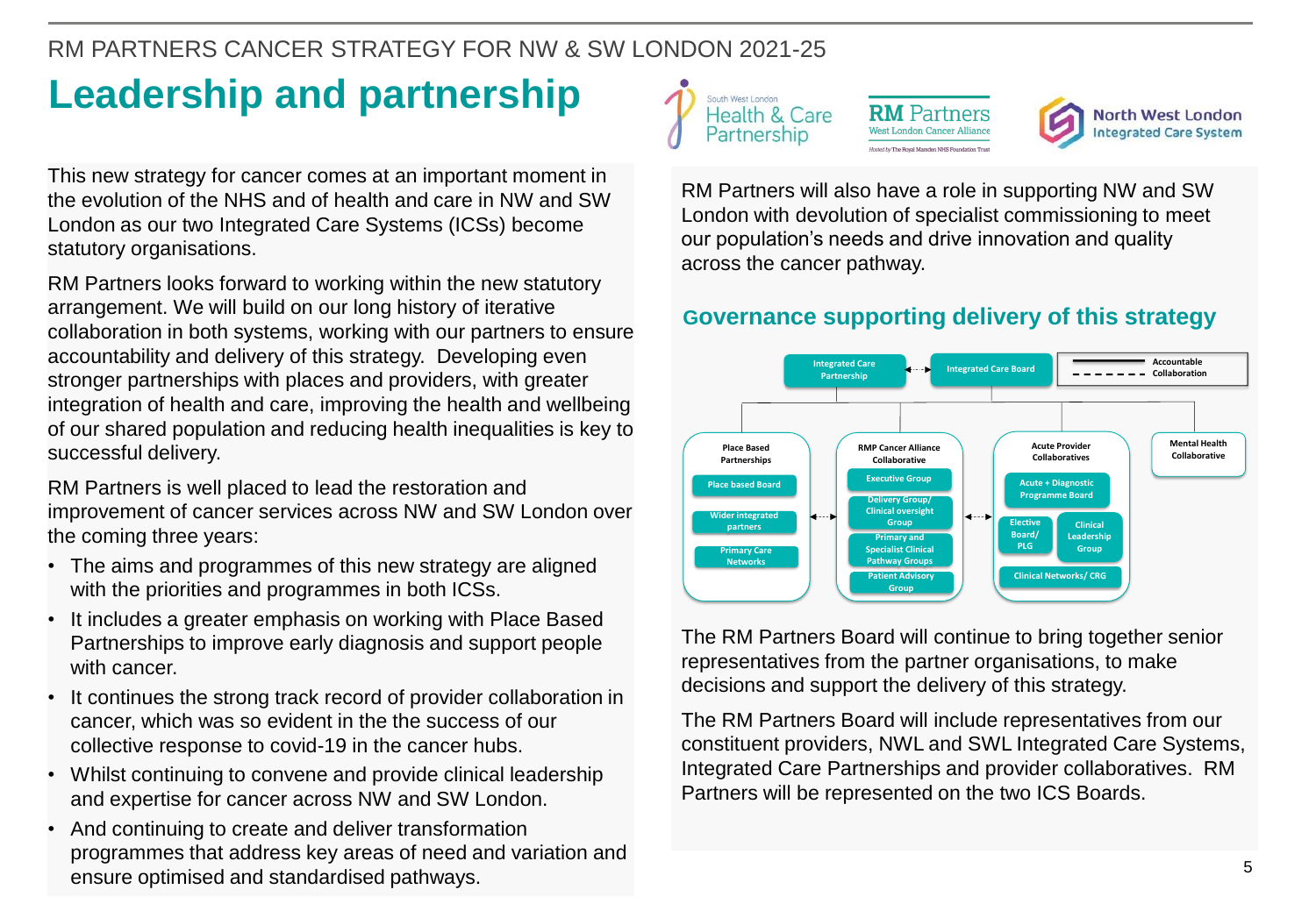# Leadership and partnership

This new strategy for cancer comes at an important moment in the evolution of the NHS and of health and care in NW and SW London as our two Integrated Care Systems (ICSs) become statutory organisations.

RM Partners looks forward to working within the new statutory arrangement. We will build on our long history of iterative collaboration in both systems, working with our partners to ensure accountability and delivery of this strategy. Developing even stronger partnerships with places and providers, with greater integration of health and care, improving the health and wellbeing of our shared population and reducing health inequalities is key to successful delivery.

RM Partners is well placed to lead the restoration and improvement of cancer services across NW and SW London over the coming three years:

- The aims and programmes of this new strategy are aligned with the priorities and programmes in both ICSs.
- It includes a greater emphasis on working with Place Based Partnerships to improve early diagnosis and support people with cancer.
- It continues the strong track record of provider collaboration in cancer, which was so evident in the the success of our collective response to covid-19 in the cancer hubs.
- Whilst continuing to convene and provide clinical leadership and expertise for cancer across NW and SW London.
- And continuing to create and deliver transformation programmes that address key areas of need and variation and ensure optimised and standardised pathways.

RM Partners will also have a role in supporting NW and SW London with devolution of specialist commissioning to meet our population's needs and drive innovation and quality across the cancer pathway.

## Governance supporting delivery of this strategy

- Integrated Care Partnership ⇠⇢ Integrated Care Board
- Legend: Accountable (solid line); Collaboration (dashed line)
- Place Based Partnerships
  - Place based Board
  - Wider integrated partners
  - Primary Care Networks
- RMP Cancer Alliance Collaborative
  - Executive Group
  - Delivery Group/ Clinical oversight Group
  - Primary and Specialist Clinical Pathway Groups
  - Patient Advisory Group
- Acute Provider Collaboratives
  - Acute + Diagnostic Programme Board
  - Elective Board/ PLG
  - Clinical Leadership Group
  - Clinical Networks/ CRG
- Mental Health Collaborative

The RM Partners Board will continue to bring together senior representatives from the partner organisations, to make decisions and support the delivery of this strategy.

The RM Partners Board will include representatives from our constituent providers, NWL and SWL Integrated Care Systems, Integrated Care Partnerships and provider collaboratives. RM Partners will be represented on the two ICS Boards.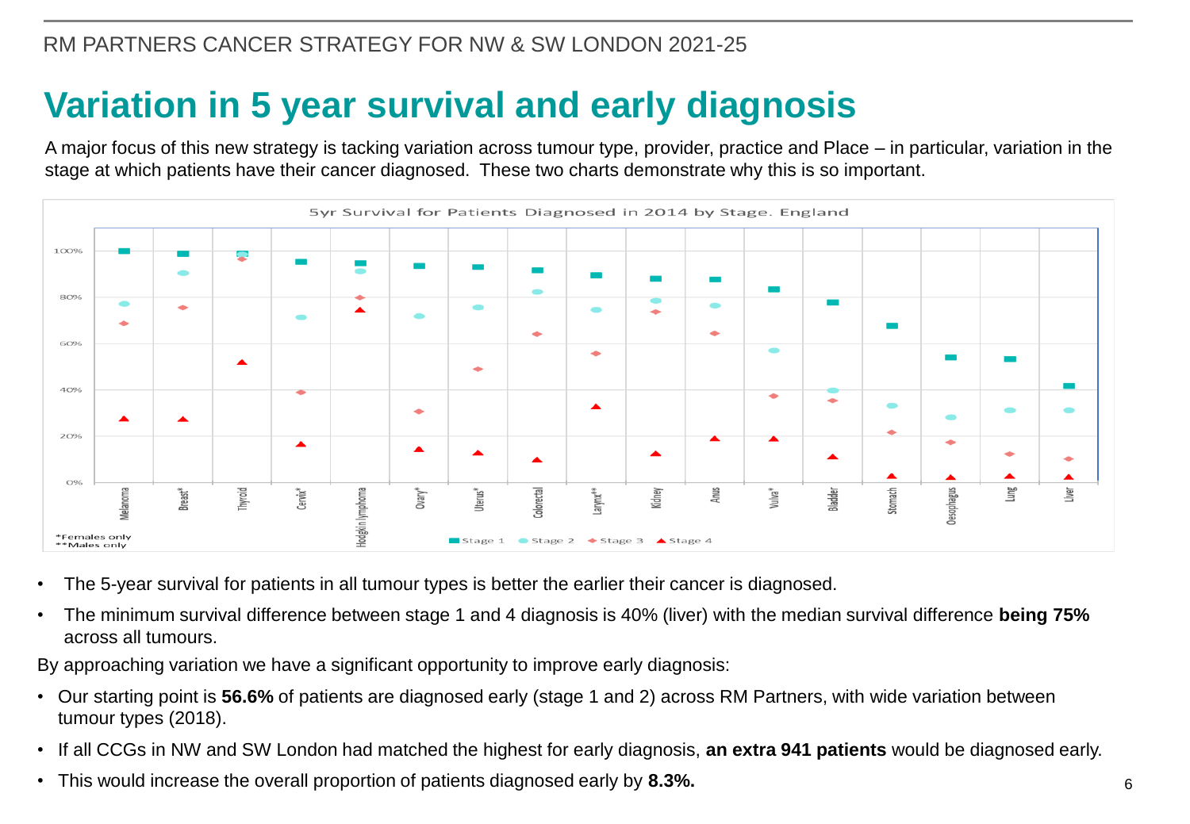# Variation in 5 year survival and early diagnosis

A major focus of this new strategy is tackling variation across tumour type, provider, practice and Place – in particular, variation in the stage at which patients have their cancer diagnosed. These two charts demonstrate why this is so important.

5yr Survival for Patients Diagnosed in 2014 by Stage. England

*Females only
**Males only

- The 5-year survival for patients in all tumour types is better the earlier their cancer is diagnosed.
- The minimum survival difference between stage 1 and 4 diagnosis is 40% (liver) with the median survival difference **being 75%** across all tumours.

By approaching variation we have a significant opportunity to improve early diagnosis:

- Our starting point is **56.6%** of patients are diagnosed early (stage 1 and 2) across RM Partners, with wide variation between tumour types (2018).
- If all CCGs in NW and SW London had matched the highest for early diagnosis, **an extra 941 patients** would be diagnosed early.
- This would increase the overall proportion of patients diagnosed early by **8.3%.**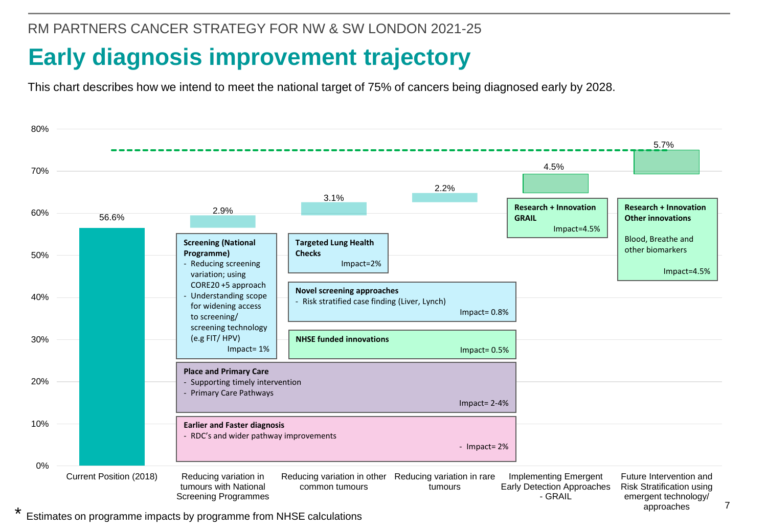RM PARTNERS CANCER STRATEGY FOR NW & SW LONDON 2021-25

# Early diagnosis improvement trajectory

This chart describes how we intend to meet the national target of 75% of cancers being diagnosed early by 2028.

| Stage | Value |
|---|---|
| Current Position (2018) | 56.6% |
| Reducing variation in tumours with National Screening Programmes | 2.9% |
| Reducing variation in other common tumours | 3.1% |
| Reducing variation in rare tumours | 2.2% |
| Implementing Emergent Early Detection Approaches - GRAIL | 4.5% |
| Future Intervention and Risk Stratification using emergent technology/ approaches | 5.7% |

**Screening (National Programme)**
- Reducing screening variation; using CORE20 +5 approach
- Understanding scope for widening access to screening/ screening technology (e.g FIT/ HPV)

Impact= 1%

**Targeted Lung Health Checks**

Impact=2%

**Novel screening approaches**
- Risk stratified case finding (Liver, Lynch)

Impact= 0.8%

**NHSE funded innovations**

Impact= 0.5%

**Place and Primary Care**
- Supporting timely intervention
- Primary Care Pathways

Impact= 2-4%

**Earlier and Faster diagnosis**
- RDC's and wider pathway improvements

- Impact= 2%

**Research + Innovation GRAIL**

Impact=4.5%

**Research + Innovation Other innovations**

Blood, Breathe and other biomarkers

Impact=4.5%

\* Estimates on programme impacts by programme from NHSE calculations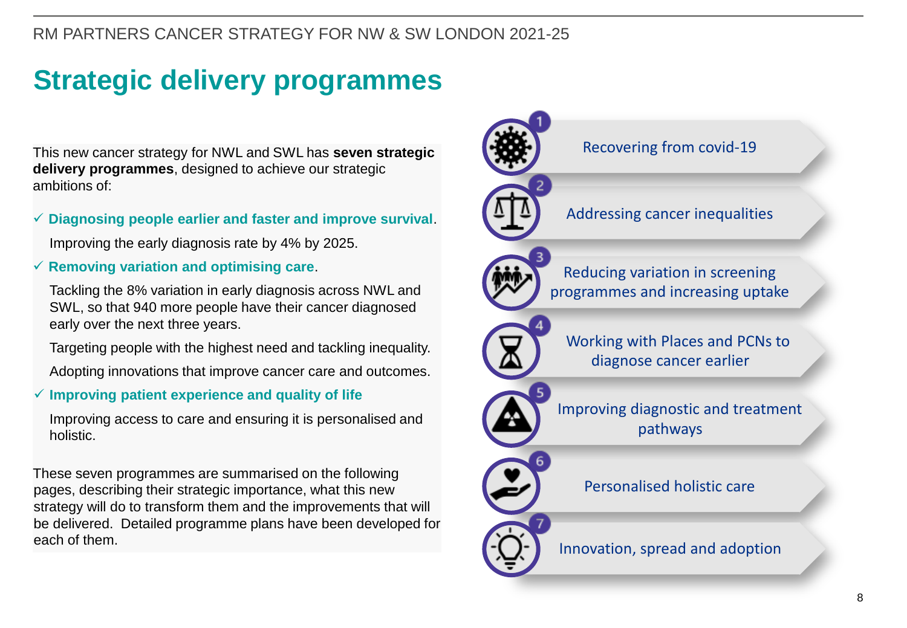# Strategic delivery programmes

This new cancer strategy for NWL and SWL has **seven strategic delivery programmes**, designed to achieve our strategic ambitions of:

- ✓ **Diagnosing people earlier and faster and improve survival**.

  Improving the early diagnosis rate by 4% by 2025.

- ✓ **Removing variation and optimising care**.

  Tackling the 8% variation in early diagnosis across NWL and SWL, so that 940 more people have their cancer diagnosed early over the next three years.

  Targeting people with the highest need and tackling inequality.

  Adopting innovations that improve cancer care and outcomes.

- ✓ **Improving patient experience and quality of life**

  Improving access to care and ensuring it is personalised and holistic.

These seven programmes are summarised on the following pages, describing their strategic importance, what this new strategy will do to transform them and the improvements that will be delivered. Detailed programme plans have been developed for each of them.

1. Recovering from covid-19
2. Addressing cancer inequalities
3. Reducing variation in screening programmes and increasing uptake
4. Working with Places and PCNs to diagnose cancer earlier
5. Improving diagnostic and treatment pathways
6. Personalised holistic care
7. Innovation, spread and adoption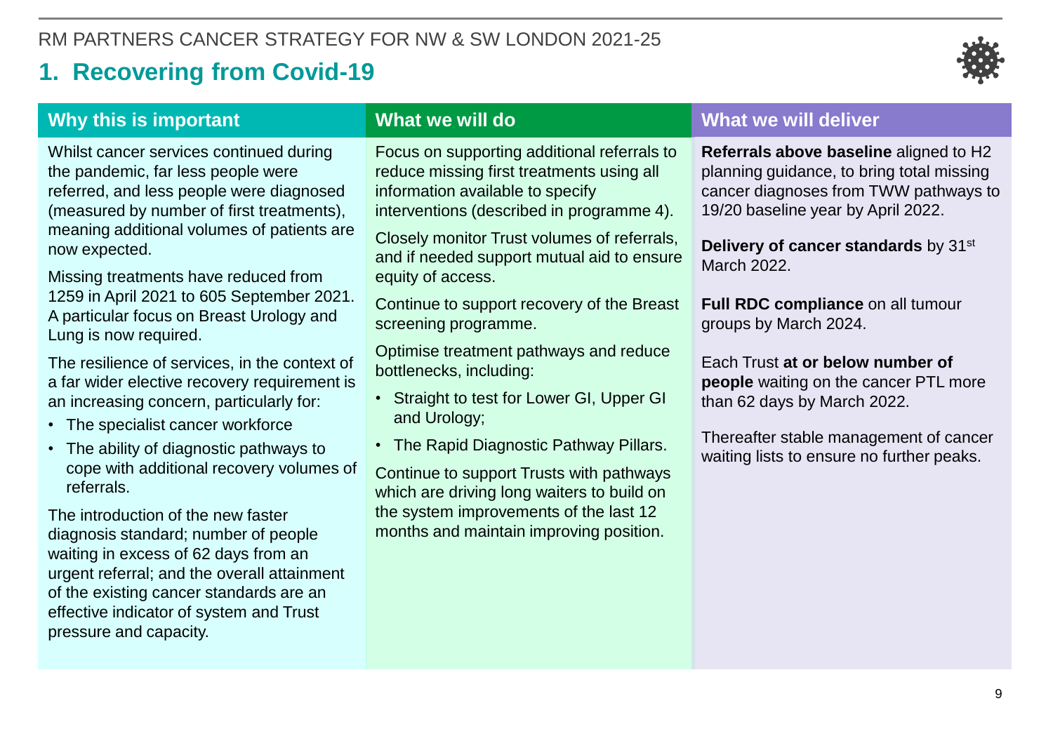RM PARTNERS CANCER STRATEGY FOR NW & SW LONDON 2021-25

# 1. Recovering from Covid-19

## Why this is important

Whilst cancer services continued during the pandemic, far less people were referred, and less people were diagnosed (measured by number of first treatments), meaning additional volumes of patients are now expected.

Missing treatments have reduced from 1259 in April 2021 to 605 September 2021. A particular focus on Breast Urology and Lung is now required.

The resilience of services, in the context of a far wider elective recovery requirement is an increasing concern, particularly for:

- The specialist cancer workforce
- The ability of diagnostic pathways to cope with additional recovery volumes of referrals.

The introduction of the new faster diagnosis standard; number of people waiting in excess of 62 days from an urgent referral; and the overall attainment of the existing cancer standards are an effective indicator of system and Trust pressure and capacity.

## What we will do

Focus on supporting additional referrals to reduce missing first treatments using all information available to specify interventions (described in programme 4).

Closely monitor Trust volumes of referrals, and if needed support mutual aid to ensure equity of access.

Continue to support recovery of the Breast screening programme.

Optimise treatment pathways and reduce bottlenecks, including:

- Straight to test for Lower GI, Upper GI and Urology;
- The Rapid Diagnostic Pathway Pillars.

Continue to support Trusts with pathways which are driving long waiters to build on the system improvements of the last 12 months and maintain improving position.

## What we will deliver

**Referrals above baseline** aligned to H2 planning guidance, to bring total missing cancer diagnoses from TWW pathways to 19/20 baseline year by April 2022.

**Delivery of cancer standards** by 31st March 2022.

**Full RDC compliance** on all tumour groups by March 2024.

Each Trust **at or below number of people** waiting on the cancer PTL more than 62 days by March 2022.

Thereafter stable management of cancer waiting lists to ensure no further peaks.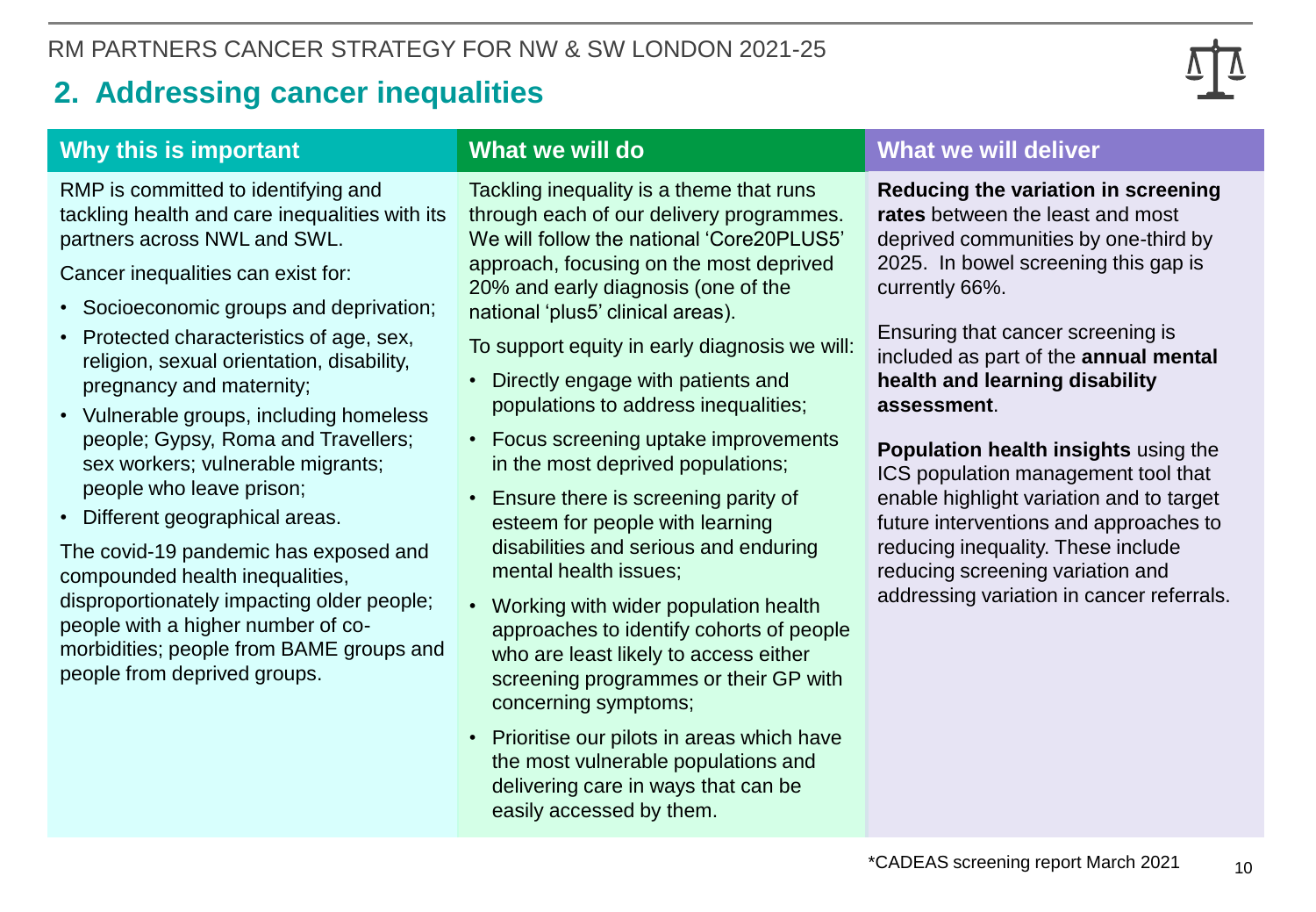## 2. Addressing cancer inequalities

### Why this is important

RMP is committed to identifying and tackling health and care inequalities with its partners across NWL and SWL.

Cancer inequalities can exist for:

- Socioeconomic groups and deprivation;
- Protected characteristics of age, sex, religion, sexual orientation, disability, pregnancy and maternity;
- Vulnerable groups, including homeless people; Gypsy, Roma and Travellers; sex workers; vulnerable migrants; people who leave prison;
- Different geographical areas.

The covid-19 pandemic has exposed and compounded health inequalities, disproportionately impacting older people; people with a higher number of co-morbidities; people from BAME groups and people from deprived groups.

### What we will do

Tackling inequality is a theme that runs through each of our delivery programmes. We will follow the national 'Core20PLUS5' approach, focusing on the most deprived 20% and early diagnosis (one of the national 'plus5' clinical areas).

To support equity in early diagnosis we will:

- Directly engage with patients and populations to address inequalities;
- Focus screening uptake improvements in the most deprived populations;
- Ensure there is screening parity of esteem for people with learning disabilities and serious and enduring mental health issues;
- Working with wider population health approaches to identify cohorts of people who are least likely to access either screening programmes or their GP with concerning symptoms;
- Prioritise our pilots in areas which have the most vulnerable populations and delivering care in ways that can be easily accessed by them.

### What we will deliver

**Reducing the variation in screening rates** between the least and most deprived communities by one-third by 2025. In bowel screening this gap is currently 66%.

Ensuring that cancer screening is included as part of the **annual mental health and learning disability assessment**.

**Population health insights** using the ICS population management tool that enable highlight variation and to target future interventions and approaches to reducing inequality. These include reducing screening variation and addressing variation in cancer referrals.

*CADEAS screening report March 2021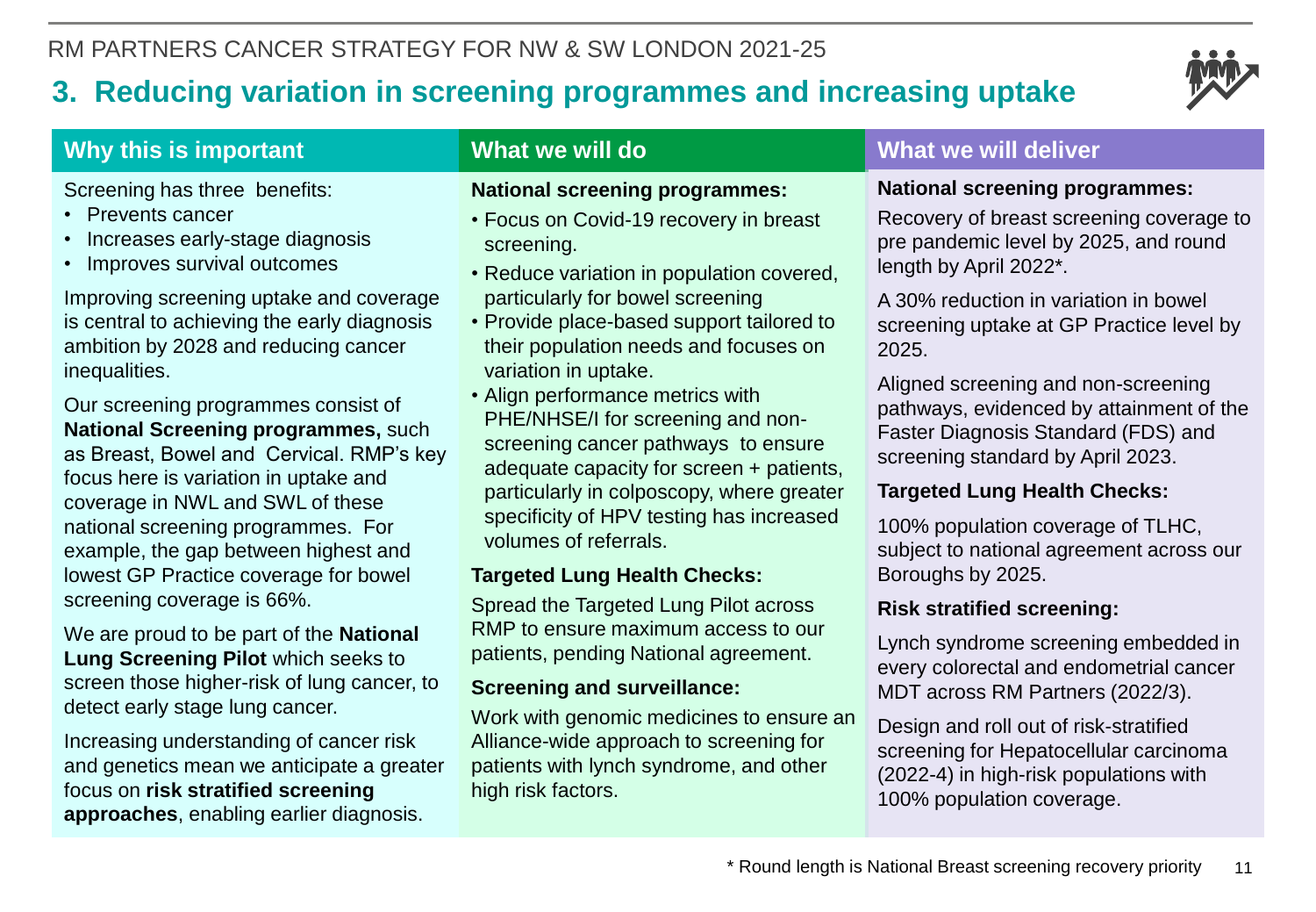# 3. Reducing variation in screening programmes and increasing uptake

## Why this is important

Screening has three benefits:

- Prevents cancer
- Increases early-stage diagnosis
- Improves survival outcomes

Improving screening uptake and coverage is central to achieving the early diagnosis ambition by 2028 and reducing cancer inequalities.

Our screening programmes consist of **National Screening programmes,** such as Breast, Bowel and Cervical. RMP's key focus here is variation in uptake and coverage in NWL and SWL of these national screening programmes. For example, the gap between highest and lowest GP Practice coverage for bowel screening coverage is 66%.

We are proud to be part of the **National Lung Screening Pilot** which seeks to screen those higher-risk of lung cancer, to detect early stage lung cancer.

Increasing understanding of cancer risk and genetics mean we anticipate a greater focus on **risk stratified screening approaches**, enabling earlier diagnosis.

## What we will do

**National screening programmes:**

- Focus on Covid-19 recovery in breast screening.
- Reduce variation in population covered, particularly for bowel screening
- Provide place-based support tailored to their population needs and focuses on variation in uptake.
- Align performance metrics with PHE/NHSE/I for screening and non-screening cancer pathways to ensure adequate capacity for screen + patients, particularly in colposcopy, where greater specificity of HPV testing has increased volumes of referrals.

**Targeted Lung Health Checks:**

Spread the Targeted Lung Pilot across RMP to ensure maximum access to our patients, pending National agreement.

**Screening and surveillance:**

Work with genomic medicines to ensure an Alliance-wide approach to screening for patients with lynch syndrome, and other high risk factors.

## What we will deliver

**National screening programmes:**

Recovery of breast screening coverage to pre pandemic level by 2025, and round length by April 2022*.

A 30% reduction in variation in bowel screening uptake at GP Practice level by 2025.

Aligned screening and non-screening pathways, evidenced by attainment of the Faster Diagnosis Standard (FDS) and screening standard by April 2023.

**Targeted Lung Health Checks:**

100% population coverage of TLHC, subject to national agreement across our Boroughs by 2025.

**Risk stratified screening:**

Lynch syndrome screening embedded in every colorectal and endometrial cancer MDT across RM Partners (2022/3).

Design and roll out of risk-stratified screening for Hepatocellular carcinoma (2022-4) in high-risk populations with 100% population coverage.

\* Round length is National Breast screening recovery priority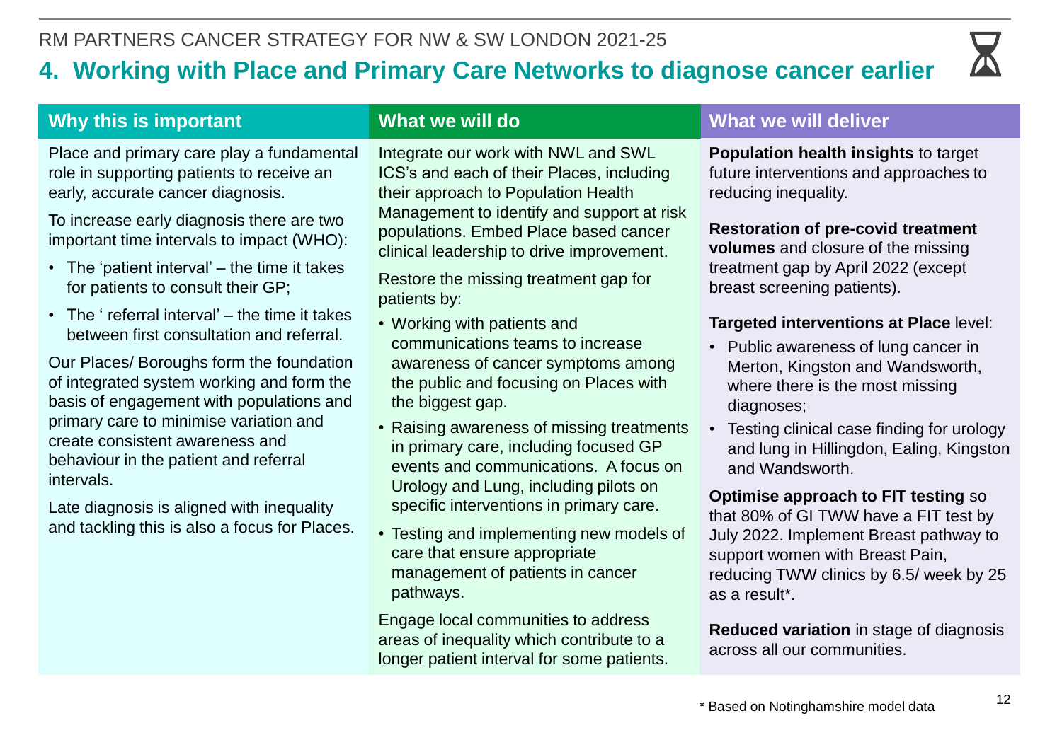RM PARTNERS CANCER STRATEGY FOR NW & SW LONDON 2021-25

# 4. Working with Place and Primary Care Networks to diagnose cancer earlier

## Why this is important

Place and primary care play a fundamental role in supporting patients to receive an early, accurate cancer diagnosis.

To increase early diagnosis there are two important time intervals to impact (WHO):

- The 'patient interval' – the time it takes for patients to consult their GP;
- The ' referral interval' – the time it takes between first consultation and referral.

Our Places/ Boroughs form the foundation of integrated system working and form the basis of engagement with populations and primary care to minimise variation and create consistent awareness and behaviour in the patient and referral intervals.

Late diagnosis is aligned with inequality and tackling this is also a focus for Places.

## What we will do

Integrate our work with NWL and SWL ICS's and each of their Places, including their approach to Population Health Management to identify and support at risk populations. Embed Place based cancer clinical leadership to drive improvement.

Restore the missing treatment gap for patients by:

- Working with patients and communications teams to increase awareness of cancer symptoms among the public and focusing on Places with the biggest gap.
- Raising awareness of missing treatments in primary care, including focused GP events and communications. A focus on Urology and Lung, including pilots on specific interventions in primary care.
- Testing and implementing new models of care that ensure appropriate management of patients in cancer pathways.

Engage local communities to address areas of inequality which contribute to a longer patient interval for some patients.

## What we will deliver

**Population health insights** to target future interventions and approaches to reducing inequality.

**Restoration of pre-covid treatment volumes** and closure of the missing treatment gap by April 2022 (except breast screening patients).

**Targeted interventions at Place** level:

- Public awareness of lung cancer in Merton, Kingston and Wandsworth, where there is the most missing diagnoses;
- Testing clinical case finding for urology and lung in Hillingdon, Ealing, Kingston and Wandsworth.

**Optimise approach to FIT testing** so that 80% of GI TWW have a FIT test by July 2022. Implement Breast pathway to support women with Breast Pain, reducing TWW clinics by 6.5/ week by 25 as a result*.

**Reduced variation** in stage of diagnosis across all our communities.

* Based on Notinghamshire model data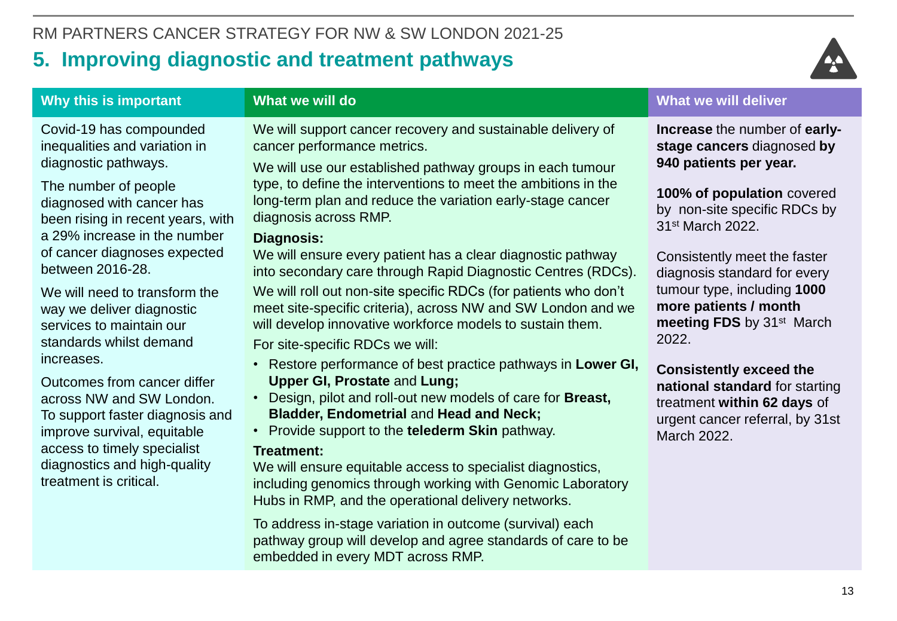RM PARTNERS CANCER STRATEGY FOR NW & SW LONDON 2021-25

# 5. Improving diagnostic and treatment pathways

## Why this is important

Covid-19 has compounded inequalities and variation in diagnostic pathways.

The number of people diagnosed with cancer has been rising in recent years, with a 29% increase in the number of cancer diagnoses expected between 2016-28.

We will need to transform the way we deliver diagnostic services to maintain our standards whilst demand increases.

Outcomes from cancer differ across NW and SW London. To support faster diagnosis and improve survival, equitable access to timely specialist diagnostics and high-quality treatment is critical.

## What we will do

We will support cancer recovery and sustainable delivery of cancer performance metrics.

We will use our established pathway groups in each tumour type, to define the interventions to meet the ambitions in the long-term plan and reduce the variation early-stage cancer diagnosis across RMP.

**Diagnosis:**

We will ensure every patient has a clear diagnostic pathway into secondary care through Rapid Diagnostic Centres (RDCs).

We will roll out non-site specific RDCs (for patients who don't meet site-specific criteria), across NW and SW London and we will develop innovative workforce models to sustain them.

For site-specific RDCs we will:

- Restore performance of best practice pathways in **Lower GI, Upper GI, Prostate** and **Lung;**
- Design, pilot and roll-out new models of care for **Breast, Bladder, Endometrial** and **Head and Neck;**
- Provide support to the **telederm Skin** pathway.

**Treatment:**

We will ensure equitable access to specialist diagnostics, including genomics through working with Genomic Laboratory Hubs in RMP, and the operational delivery networks.

To address in-stage variation in outcome (survival) each pathway group will develop and agree standards of care to be embedded in every MDT across RMP.

## What we will deliver

**Increase** the number of **early-stage cancers** diagnosed **by 940 patients per year.**

**100% of population** covered by non-site specific RDCs by 31st March 2022.

Consistently meet the faster diagnosis standard for every tumour type, including **1000 more patients / month meeting FDS** by 31st March 2022.

**Consistently exceed the national standard** for starting treatment **within 62 days** of urgent cancer referral, by 31st March 2022.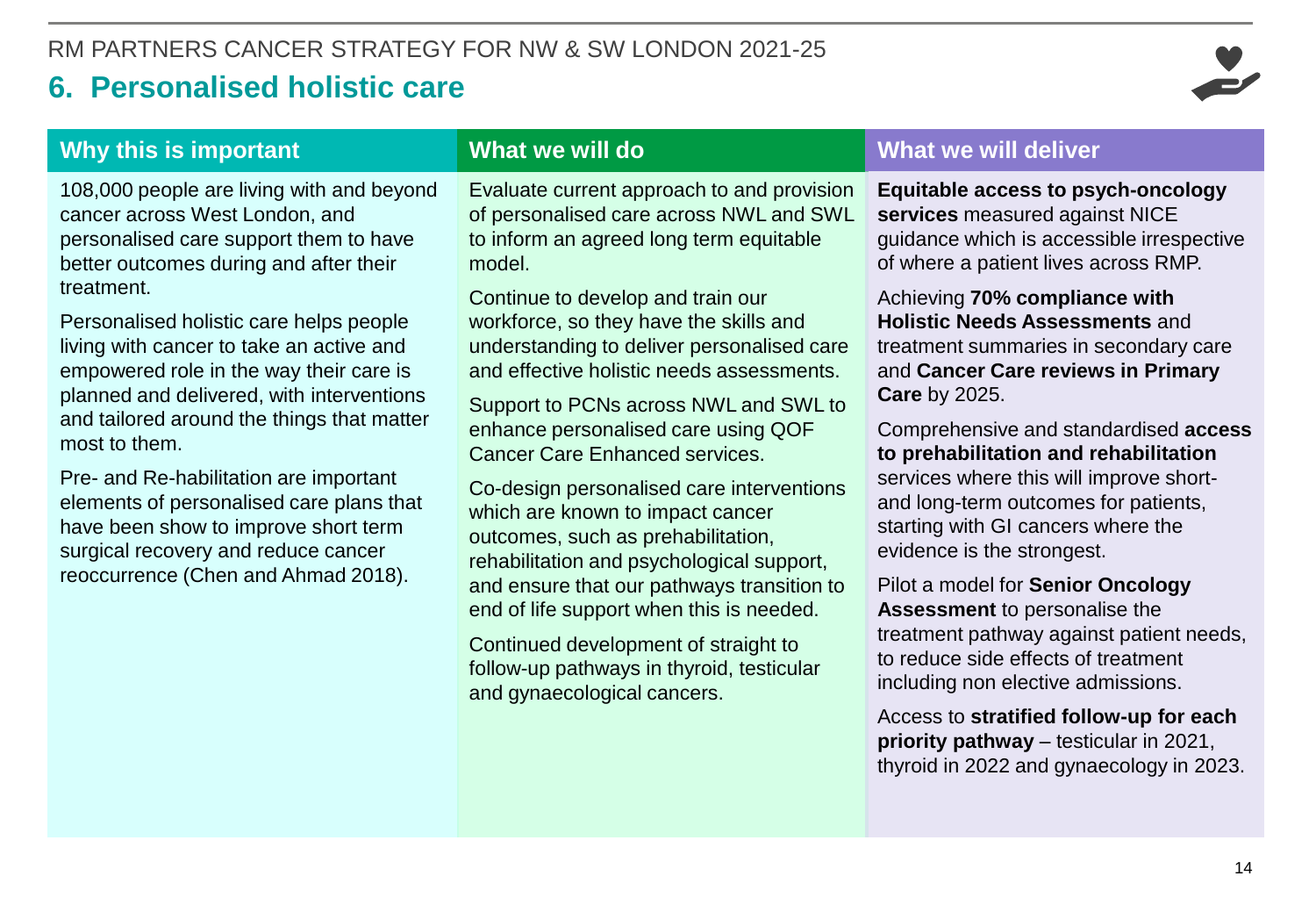# 6. Personalised holistic care

## Why this is important

108,000 people are living with and beyond cancer across West London, and personalised care support them to have better outcomes during and after their treatment.

Personalised holistic care helps people living with cancer to take an active and empowered role in the way their care is planned and delivered, with interventions and tailored around the things that matter most to them.

Pre- and Re-habilitation are important elements of personalised care plans that have been show to improve short term surgical recovery and reduce cancer reoccurrence (Chen and Ahmad 2018).

## What we will do

Evaluate current approach to and provision of personalised care across NWL and SWL to inform an agreed long term equitable model.

Continue to develop and train our workforce, so they have the skills and understanding to deliver personalised care and effective holistic needs assessments.

Support to PCNs across NWL and SWL to enhance personalised care using QOF Cancer Care Enhanced services.

Co-design personalised care interventions which are known to impact cancer outcomes, such as prehabilitation, rehabilitation and psychological support, and ensure that our pathways transition to end of life support when this is needed.

Continued development of straight to follow-up pathways in thyroid, testicular and gynaecological cancers.

## What we will deliver

**Equitable access to psych-oncology services** measured against NICE guidance which is accessible irrespective of where a patient lives across RMP.

Achieving **70% compliance with Holistic Needs Assessments** and treatment summaries in secondary care and **Cancer Care reviews in Primary Care** by 2025.

Comprehensive and standardised **access to prehabilitation and rehabilitation** services where this will improve short- and long-term outcomes for patients, starting with GI cancers where the evidence is the strongest.

Pilot a model for **Senior Oncology Assessment** to personalise the treatment pathway against patient needs, to reduce side effects of treatment including non elective admissions.

Access to **stratified follow-up for each priority pathway** – testicular in 2021, thyroid in 2022 and gynaecology in 2023.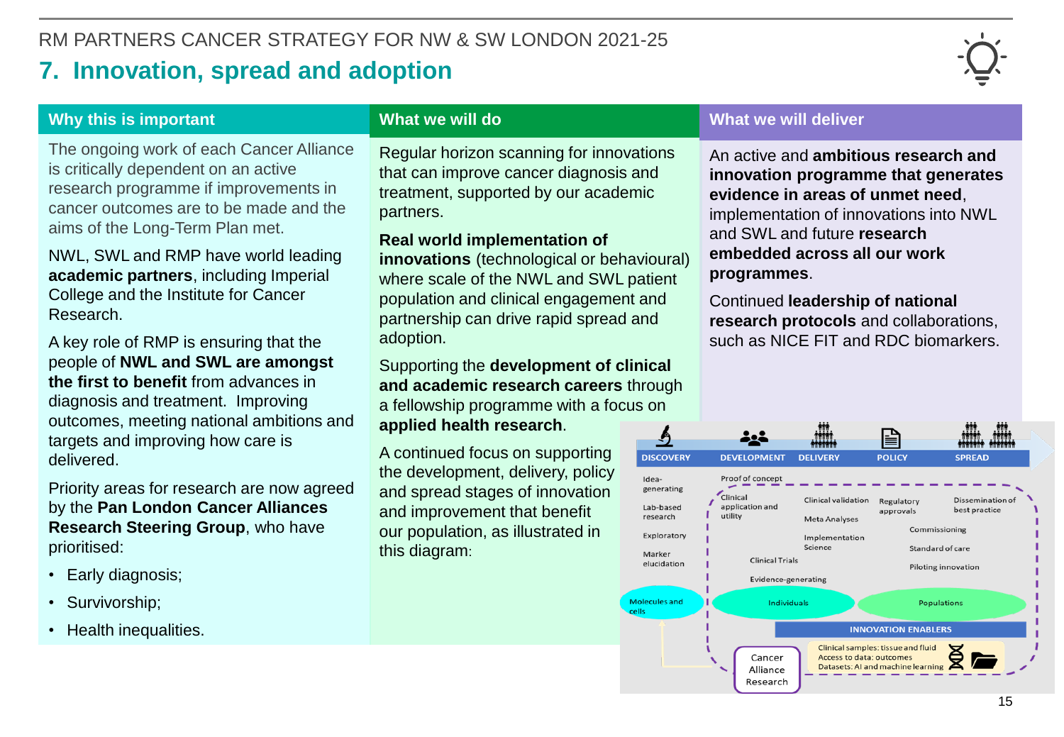RM PARTNERS CANCER STRATEGY FOR NW & SW LONDON 2021-25

# 7. Innovation, spread and adoption

## Why this is important

The ongoing work of each Cancer Alliance is critically dependent on an active research programme if improvements in cancer outcomes are to be made and the aims of the Long-Term Plan met.

NWL, SWL and RMP have world leading **academic partners**, including Imperial College and the Institute for Cancer Research.

A key role of RMP is ensuring that the people of **NWL and SWL are amongst the first to benefit** from advances in diagnosis and treatment. Improving outcomes, meeting national ambitions and targets and improving how care is delivered.

Priority areas for research are now agreed by the **Pan London Cancer Alliances Research Steering Group**, who have prioritised:

- Early diagnosis;
- Survivorship;
- Health inequalities.

## What we will do

Regular horizon scanning for innovations that can improve cancer diagnosis and treatment, supported by our academic partners.

**Real world implementation of innovations** (technological or behavioural) where scale of the NWL and SWL patient population and clinical engagement and partnership can drive rapid spread and adoption.

Supporting the **development of clinical and academic research careers** through a fellowship programme with a focus on **applied health research**.

A continued focus on supporting the development, delivery, policy and spread stages of innovation and improvement that benefit our population, as illustrated in this diagram:

DISCOVERY | DEVELOPMENT | DELIVERY | POLICY | SPREAD

- Discovery: Idea-generating; Lab-based research; Exploratory; Marker elucidation; Molecules and cells
- Development: Proof of concept; Clinical application and utility; Clinical Trials; Evidence-generating; Individuals
- Delivery: Clinical validation; Meta Analyses; Implementation Science
- Policy: Regulatory approvals; Commissioning; Standard of care
- Spread: Dissemination of best practice; Piloting innovation; Populations

INNOVATION ENABLERS: Clinical samples: tissue and fluid; Access to data: outcomes; Datasets: AI and machine learning

Cancer Alliance Research

## What we will deliver

An active and **ambitious research and innovation programme that generates evidence in areas of unmet need**, implementation of innovations into NWL and SWL and future **research embedded across all our work programmes**.

Continued **leadership of national research protocols** and collaborations, such as NICE FIT and RDC biomarkers.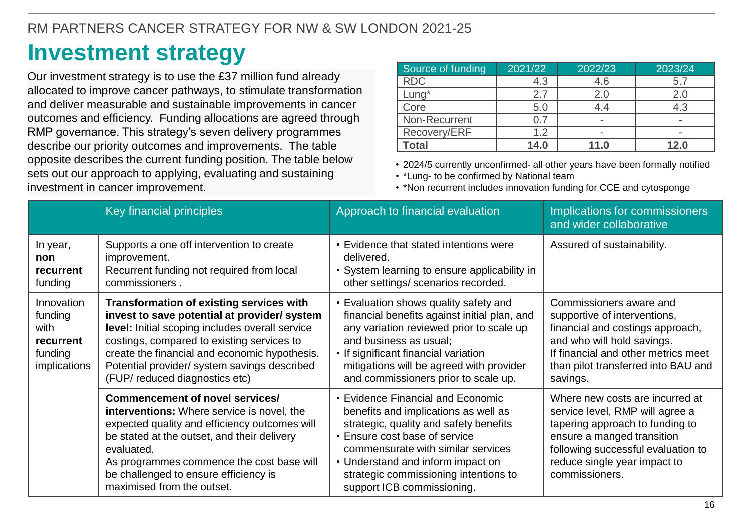RM PARTNERS CANCER STRATEGY FOR NW & SW LONDON 2021-25

# Investment strategy

Our investment strategy is to use the £37 million fund already allocated to improve cancer pathways, to stimulate transformation and deliver measurable and sustainable improvements in cancer outcomes and efficiency. Funding allocations are agreed through RMP governance. This strategy's seven delivery programmes describe our priority outcomes and improvements. The table opposite describes the current funding position. The table below sets out our approach to applying, evaluating and sustaining investment in cancer improvement.

| Source of funding | 2021/22 | 2022/23 | 2023/24 |
|---|---|---|---|
| RDC | 4.3 | 4.6 | 5.7 |
| Lung* | 2.7 | 2.0 | 2.0 |
| Core | 5.0 | 4.4 | 4.3 |
| Non-Recurrent | 0.7 | - | - |
| Recovery/ERF | 1.2 | - | - |
| **Total** | **14.0** | **11.0** | **12.0** |

- 2024/5 currently unconfirmed- all other years have been formally notified
- *Lung- to be confirmed by National team
- *Non recurrent includes innovation funding for CCE and cytosponge

| | Key financial principles | Approach to financial evaluation | Implications for commissioners and wider collaborative |
|---|---|---|---|
| In year, **non recurrent** funding | Supports a one off intervention to create improvement.<br>Recurrent funding not required from local commissioners . | • Evidence that stated intentions were delivered.<br>• System learning to ensure applicability in other settings/ scenarios recorded. | Assured of sustainability. |
| Innovation funding with **recurrent** funding implications | **Transformation of existing services with invest to save potential at provider/ system level:** Initial scoping includes overall service costings, compared to existing services to create the financial and economic hypothesis. Potential provider/ system savings described (FUP/ reduced diagnostics etc) | • Evaluation shows quality safety and financial benefits against initial plan, and any variation reviewed prior to scale up and business as usual;<br>• If significant financial variation mitigations will be agreed with provider and commissioners prior to scale up. | Commissioners aware and supportive of interventions, financial and costings approach, and who will hold savings.<br>If financial and other metrics meet than pilot transferred into BAU and savings. |
| | **Commencement of novel services/ interventions:** Where service is novel, the expected quality and efficiency outcomes will be stated at the outset, and their delivery evaluated.<br>As programmes commence the cost base will be challenged to ensure efficiency is maximised from the outset. | • Evidence Financial and Economic benefits and implications as well as strategic, quality and safety benefits<br>• Ensure cost base of service commensurate with similar services<br>• Understand and inform impact on strategic commissioning intentions to support ICB commissioning. | Where new costs are incurred at service level, RMP will agree a tapering approach to funding to ensure a manged transition following successful evaluation to reduce single year impact to commissioners. |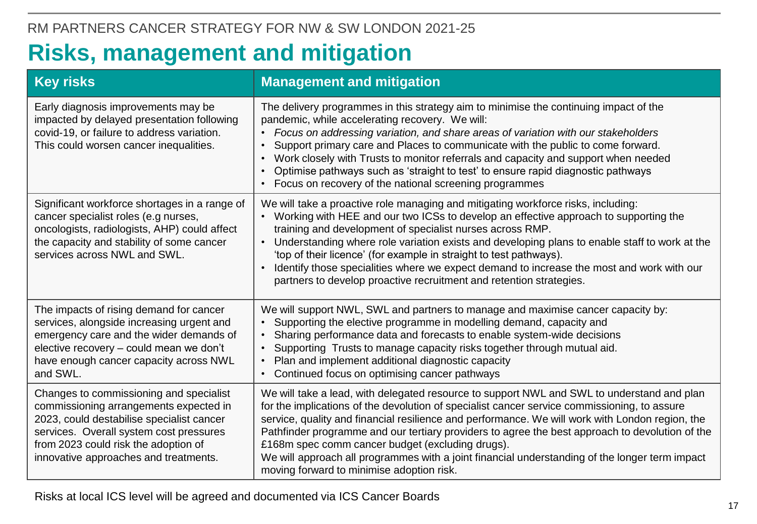RM PARTNERS CANCER STRATEGY FOR NW & SW LONDON 2021-25

# Risks, management and mitigation

| Key risks | Management and mitigation |
| --- | --- |
| Early diagnosis improvements may be impacted by delayed presentation following covid-19, or failure to address variation. This could worsen cancer inequalities. | The delivery programmes in this strategy aim to minimise the continuing impact of the pandemic, while accelerating recovery. We will:<br>• *Focus on addressing variation, and share areas of variation with our stakeholders*<br>• Support primary care and Places to communicate with the public to come forward.<br>• Work closely with Trusts to monitor referrals and capacity and support when needed<br>• Optimise pathways such as 'straight to test' to ensure rapid diagnostic pathways<br>• Focus on recovery of the national screening programmes |
| Significant workforce shortages in a range of cancer specialist roles (e.g nurses, oncologists, radiologists, AHP) could affect the capacity and stability of some cancer services across NWL and SWL. | We will take a proactive role managing and mitigating workforce risks, including:<br>• Working with HEE and our two ICSs to develop an effective approach to supporting the training and development of specialist nurses across RMP.<br>• Understanding where role variation exists and developing plans to enable staff to work at the 'top of their licence' (for example in straight to test pathways).<br>• Identify those specialities where we expect demand to increase the most and work with our partners to develop proactive recruitment and retention strategies. |
| The impacts of rising demand for cancer services, alongside increasing urgent and emergency care and the wider demands of elective recovery – could mean we don't have enough cancer capacity across NWL and SWL. | We will support NWL, SWL and partners to manage and maximise cancer capacity by:<br>• Supporting the elective programme in modelling demand, capacity and<br>• Sharing performance data and forecasts to enable system-wide decisions<br>• Supporting Trusts to manage capacity risks together through mutual aid.<br>• Plan and implement additional diagnostic capacity<br>• Continued focus on optimising cancer pathways |
| Changes to commissioning and specialist commissioning arrangements expected in 2023, could destabilise specialist cancer services. Overall system cost pressures from 2023 could risk the adoption of innovative approaches and treatments. | We will take a lead, with delegated resource to support NWL and SWL to understand and plan for the implications of the devolution of specialist cancer service commissioning, to assure service, quality and financial resilience and performance. We will work with London region, the Pathfinder programme and our tertiary providers to agree the best approach to devolution of the £168m spec comm cancer budget (excluding drugs).<br>We will approach all programmes with a joint financial understanding of the longer term impact moving forward to minimise adoption risk. |

Risks at local ICS level will be agreed and documented via ICS Cancer Boards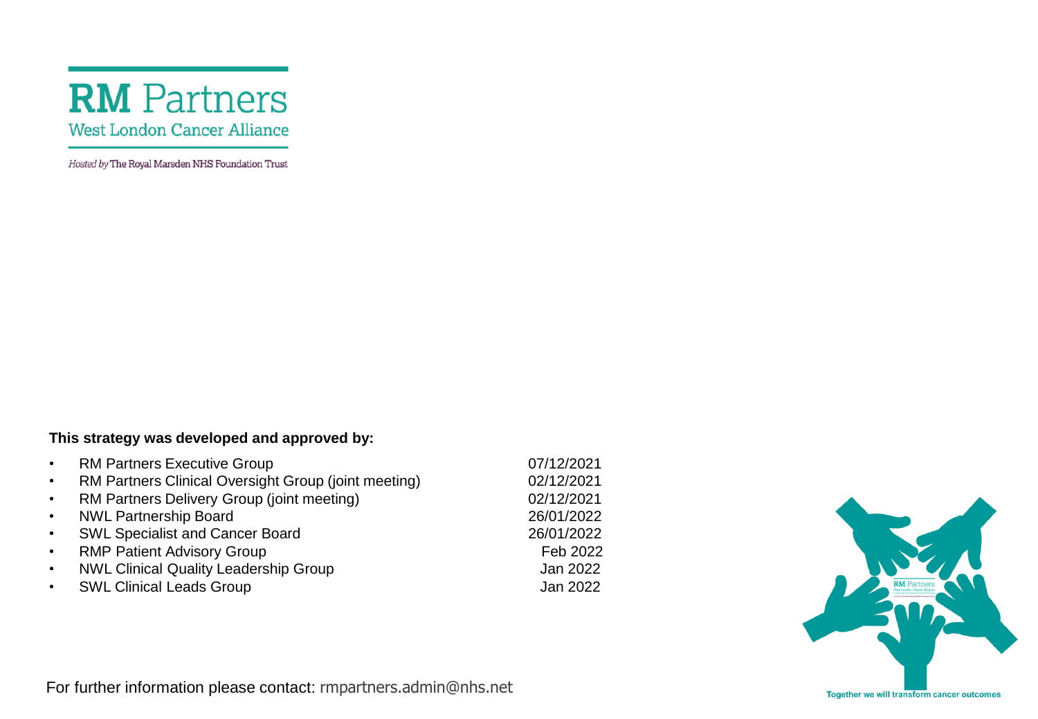**RM Partners**
West London Cancer Alliance

*Hosted by* The Royal Marsden NHS Foundation Trust

**This strategy was developed and approved by:**

| | |
|---|---|
| • RM Partners Executive Group | 07/12/2021 |
| • RM Partners Clinical Oversight Group (joint meeting) | 02/12/2021 |
| • RM Partners Delivery Group (joint meeting) | 02/12/2021 |
| • NWL Partnership Board | 26/01/2022 |
| • SWL Specialist and Cancer Board | 26/01/2022 |
| • RMP Patient Advisory Group | Feb 2022 |
| • NWL Clinical Quality Leadership Group | Jan 2022 |
| • SWL Clinical Leads Group | Jan 2022 |

For further information please contact: rmpartners.admin@nhs.net

Together we will transform cancer outcomes